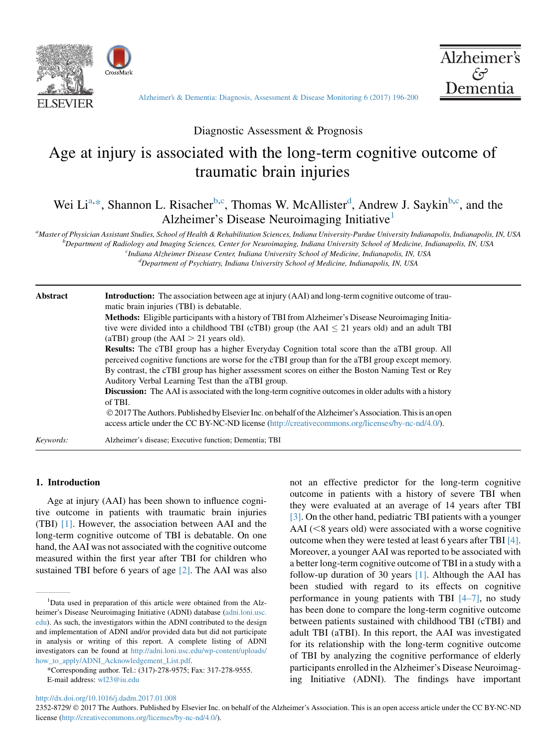Diagnostic Assessment & Prognosis

# Age at injury is associated with the long-term cognitive outcome of traumatic brain injuries

Wei Li[a,*], Shannon L. Risacher[b,c], Thomas W. McAllister[d], Andrew J. Saykin[b,c], and the Alzheimer's Disease Neuroimaging Initiative[1]

[a]Master of Physician Assistant Studies, School of Health & Rehabilitation Sciences, Indiana University-Purdue University Indianapolis, Indianapolis, IN, USA
[b]Department of Radiology and Imaging Sciences, Center for Neuroimaging, Indiana University School of Medicine, Indianapolis, IN, USA
[c]Indiana Alzheimer Disease Center, Indiana University School of Medicine, Indianapolis, IN, USA
[d]Department of Psychiatry, Indiana University School of Medicine, Indianapolis, IN, USA

**Abstract**

**Introduction:** The association between age at injury (AAI) and long-term cognitive outcome of traumatic brain injuries (TBI) is debatable.

**Methods:** Eligible participants with a history of TBI from Alzheimer's Disease Neuroimaging Initiative were divided into a childhood TBI (cTBI) group (the AAI $\leq$ 21 years old) and an adult TBI (aTBI) group (the AAI $>$ 21 years old).

**Results:** The cTBI group has a higher Everyday Cognition total score than the aTBI group. All perceived cognitive functions are worse for the cTBI group than for the aTBI group except memory. By contrast, the cTBI group has higher assessment scores on either the Boston Naming Test or Rey Auditory Verbal Learning Test than the aTBI group.

**Discussion:** The AAI is associated with the long-term cognitive outcomes in older adults with a history of TBI.

© 2017 The Authors. Published by Elsevier Inc. on behalf of the Alzheimer's Association. This is an open access article under the CC BY-NC-ND license (http://creativecommons.org/licenses/by-nc-nd/4.0/).

*Keywords:* Alzheimer's disease; Executive function; Dementia; TBI

## 1. Introduction

Age at injury (AAI) has been shown to influence cognitive outcome in patients with traumatic brain injuries (TBI) [1]. However, the association between AAI and the long-term cognitive outcome of TBI is debatable. On one hand, the AAI was not associated with the cognitive outcome measured within the first year after TBI for children who sustained TBI before 6 years of age [2]. The AAI was also not an effective predictor for the long-term cognitive outcome in patients with a history of severe TBI when they were evaluated at an average of 14 years after TBI [3]. On the other hand, pediatric TBI patients with a younger AAI (<8 years old) were associated with a worse cognitive outcome when they were tested at least 6 years after TBI [4]. Moreover, a younger AAI was reported to be associated with a better long-term cognitive outcome of TBI in a study with a follow-up duration of 30 years [1]. Although the AAI has been studied with regard to its effects on cognitive performance in young patients with TBI [4–7], no study has been done to compare the long-term cognitive outcome between patients sustained with childhood TBI (cTBI) and adult TBI (aTBI). In this report, the AAI was investigated for its relationship with the long-term cognitive outcome of TBI by analyzing the cognitive performance of elderly participants enrolled in the Alzheimer's Disease Neuroimaging Initiative (ADNI). The findings have important

[1]Data used in preparation of this article were obtained from the Alzheimer's Disease Neuroimaging Initiative (ADNI) database (adni.loni.usc.edu). As such, the investigators within the ADNI contributed to the design and implementation of ADNI and/or provided data but did not participate in analysis or writing of this report. A complete listing of ADNI investigators can be found at http://adni.loni.usc.edu/wp-content/uploads/how_to_apply/ADNI_Acknowledgement_List.pdf.

*Corresponding author. Tel.: (317)-278-9575; Fax: 317-278-9555.
E-mail address: wl23@iu.edu

http://dx.doi.org/10.1016/j.dadm.2017.01.008
2352-8729/ © 2017 The Authors. Published by Elsevier Inc. on behalf of the Alzheimer's Association. This is an open access article under the CC BY-NC-ND license (http://creativecommons.org/licenses/by-nc-nd/4.0/).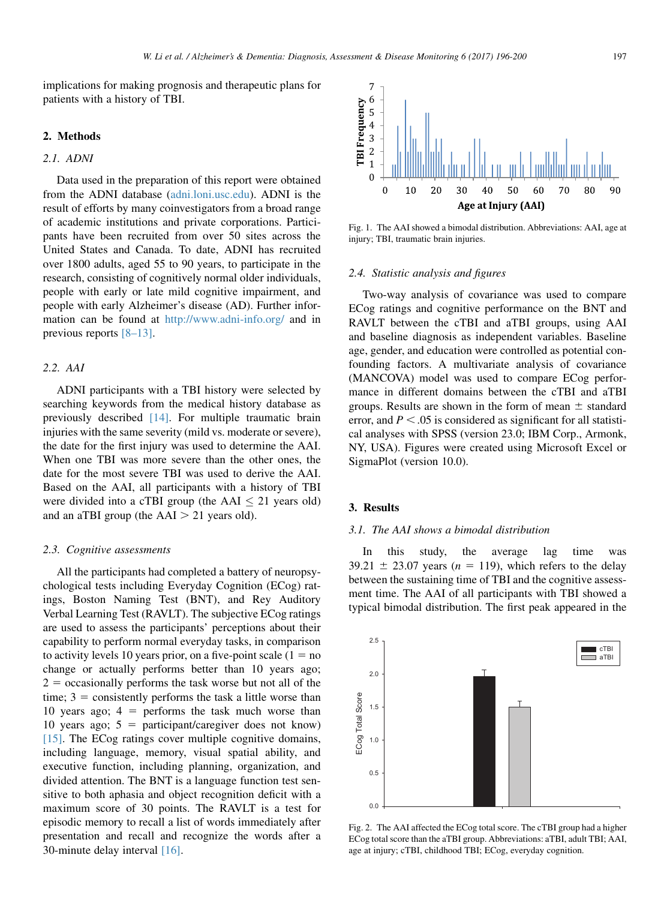implications for making prognosis and therapeutic plans for patients with a history of TBI.

## 2. Methods

### 2.1. ADNI

Data used in the preparation of this report were obtained from the ADNI database (adni.loni.usc.edu). ADNI is the result of efforts by many coinvestigators from a broad range of academic institutions and private corporations. Participants have been recruited from over 50 sites across the United States and Canada. To date, ADNI has recruited over 1800 adults, aged 55 to 90 years, to participate in the research, consisting of cognitively normal older individuals, people with early or late mild cognitive impairment, and people with early Alzheimer's disease (AD). Further information can be found at http://www.adni-info.org/ and in previous reports [8–13].

### 2.2. AAI

ADNI participants with a TBI history were selected by searching keywords from the medical history database as previously described [14]. For multiple traumatic brain injuries with the same severity (mild vs. moderate or severe), the date for the first injury was used to determine the AAI. When one TBI was more severe than the other ones, the date for the most severe TBI was used to derive the AAI. Based on the AAI, all participants with a history of TBI were divided into a cTBI group (the AAI $\leq$ 21 years old) and an aTBI group (the AAI $>$ 21 years old).

### 2.3. Cognitive assessments

All the participants had completed a battery of neuropsychological tests including Everyday Cognition (ECog) ratings, Boston Naming Test (BNT), and Rey Auditory Verbal Learning Test (RAVLT). The subjective ECog ratings are used to assess the participants' perceptions about their capability to perform normal everyday tasks, in comparison to activity levels 10 years prior, on a five-point scale (1 = no change or actually performs better than 10 years ago; 2 = occasionally performs the task worse but not all of the time; 3 = consistently performs the task a little worse than 10 years ago; 4 = performs the task much worse than 10 years ago; 5 = participant/caregiver does not know) [15]. The ECog ratings cover multiple cognitive domains, including language, memory, visual spatial ability, and executive function, including planning, organization, and divided attention. The BNT is a language function test sensitive to both aphasia and object recognition deficit with a maximum score of 30 points. The RAVLT is a test for episodic memory to recall a list of words immediately after presentation and recall and recognize the words after a 30-minute delay interval [16].

Fig. 1. The AAI showed a bimodal distribution. Abbreviations: AAI, age at injury; TBI, traumatic brain injuries.

### 2.4. Statistic analysis and figures

Two-way analysis of covariance was used to compare ECog ratings and cognitive performance on the BNT and RAVLT between the cTBI and aTBI groups, using AAI and baseline diagnosis as independent variables. Baseline age, gender, and education were controlled as potential confounding factors. A multivariate analysis of covariance (MANCOVA) model was used to compare ECog performance in different domains between the cTBI and aTBI groups. Results are shown in the form of mean $\pm$ standard error, and $P < .05$ is considered as significant for all statistical analyses with SPSS (version 23.0; IBM Corp., Armonk, NY, USA). Figures were created using Microsoft Excel or SigmaPlot (version 10.0).

## 3. Results

### 3.1. The AAI shows a bimodal distribution

In this study, the average lag time was 39.21 $\pm$ 23.07 years ($n$ = 119), which refers to the delay between the sustaining time of TBI and the cognitive assessment time. The AAI of all participants with TBI showed a typical bimodal distribution. The first peak appeared in the

Fig. 2. The AAI affected the ECog total score. The cTBI group had a higher ECog total score than the aTBI group. Abbreviations: aTBI, adult TBI; AAI, age at injury; cTBI, childhood TBI; ECog, everyday cognition.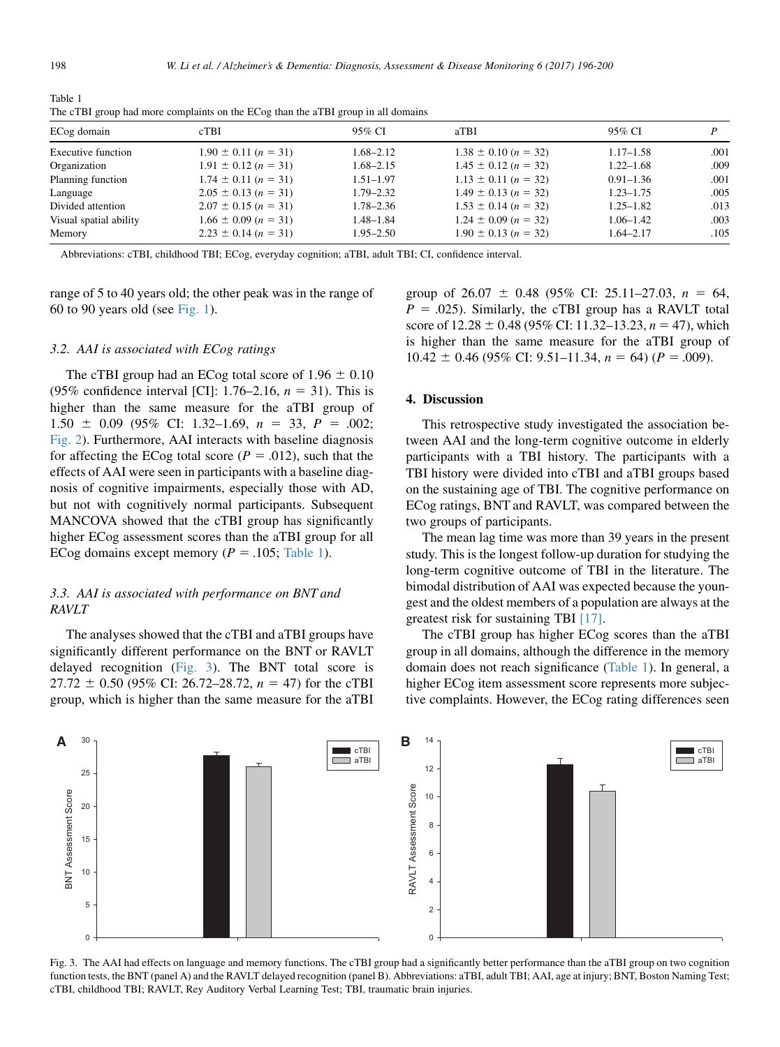Table 1
The cTBI group had more complaints on the ECog than the aTBI group in all domains

| ECog domain | cTBI | 95% CI | aTBI | 95% CI | P |
|---|---|---|---|---|---|
| Executive function | 1.90 ± 0.11 (n = 31) | 1.68–2.12 | 1.38 ± 0.10 (n = 32) | 1.17–1.58 | .001 |
| Organization | 1.91 ± 0.12 (n = 31) | 1.68–2.15 | 1.45 ± 0.12 (n = 32) | 1.22–1.68 | .009 |
| Planning function | 1.74 ± 0.11 (n = 31) | 1.51–1.97 | 1.13 ± 0.11 (n = 32) | 0.91–1.36 | .001 |
| Language | 2.05 ± 0.13 (n = 31) | 1.79–2.32 | 1.49 ± 0.13 (n = 32) | 1.23–1.75 | .005 |
| Divided attention | 2.07 ± 0.15 (n = 31) | 1.78–2.36 | 1.53 ± 0.14 (n = 32) | 1.25–1.82 | .013 |
| Visual spatial ability | 1.66 ± 0.09 (n = 31) | 1.48–1.84 | 1.24 ± 0.09 (n = 32) | 1.06–1.42 | .003 |
| Memory | 2.23 ± 0.14 (n = 31) | 1.95–2.50 | 1.90 ± 0.13 (n = 32) | 1.64–2.17 | .105 |

Abbreviations: cTBI, childhood TBI; ECog, everyday cognition; aTBI, adult TBI; CI, confidence interval.

range of 5 to 40 years old; the other peak was in the range of 60 to 90 years old (see Fig. 1).

### 3.2. AAI is associated with ECog ratings

The cTBI group had an ECog total score of 1.96 ± 0.10 (95% confidence interval [CI]: 1.76–2.16, $n = 31$). This is higher than the same measure for the aTBI group of 1.50 ± 0.09 (95% CI: 1.32–1.69, $n = 33$, $P = .002$; Fig. 2). Furthermore, AAI interacts with baseline diagnosis for affecting the ECog total score ($P = .012$), such that the effects of AAI were seen in participants with a baseline diagnosis of cognitive impairments, especially those with AD, but not with cognitively normal participants. Subsequent MANCOVA showed that the cTBI group has significantly higher ECog assessment scores than the aTBI group for all ECog domains except memory ($P = .105$; Table 1).

### 3.3. AAI is associated with performance on BNT and RAVLT

The analyses showed that the cTBI and aTBI groups have significantly different performance on the BNT or RAVLT delayed recognition (Fig. 3). The BNT total score is 27.72 ± 0.50 (95% CI: 26.72–28.72, $n = 47$) for the cTBI group, which is higher than the same measure for the aTBI group of 26.07 ± 0.48 (95% CI: 25.11–27.03, $n = 64$, $P = .025$). Similarly, the cTBI group has a RAVLT total score of 12.28 ± 0.48 (95% CI: 11.32–13.23, $n = 47$), which is higher than the same measure for the aTBI group of 10.42 ± 0.46 (95% CI: 9.51–11.34, $n = 64$) ($P = .009$).

## 4. Discussion

This retrospective study investigated the association between AAI and the long-term cognitive outcome in elderly participants with a TBI history. The participants with a TBI history were divided into cTBI and aTBI groups based on the sustaining age of TBI. The cognitive performance on ECog ratings, BNT and RAVLT, was compared between the two groups of participants.

The mean lag time was more than 39 years in the present study. This is the longest follow-up duration for studying the long-term cognitive outcome of TBI in the literature. The bimodal distribution of AAI was expected because the youngest and the oldest members of a population are always at the greatest risk for sustaining TBI [17].

The cTBI group has higher ECog scores than the aTBI group in all domains, although the difference in the memory domain does not reach significance (Table 1). In general, a higher ECog item assessment score represents more subjective complaints. However, the ECog rating differences seen

Fig. 3. The AAI had effects on language and memory functions. The cTBI group had a significantly better performance than the aTBI group on two cognition function tests, the BNT (panel A) and the RAVLT delayed recognition (panel B). Abbreviations: aTBI, adult TBI; AAI, age at injury; BNT, Boston Naming Test; cTBI, childhood TBI; RAVLT, Rey Auditory Verbal Learning Test; TBI, traumatic brain injuries.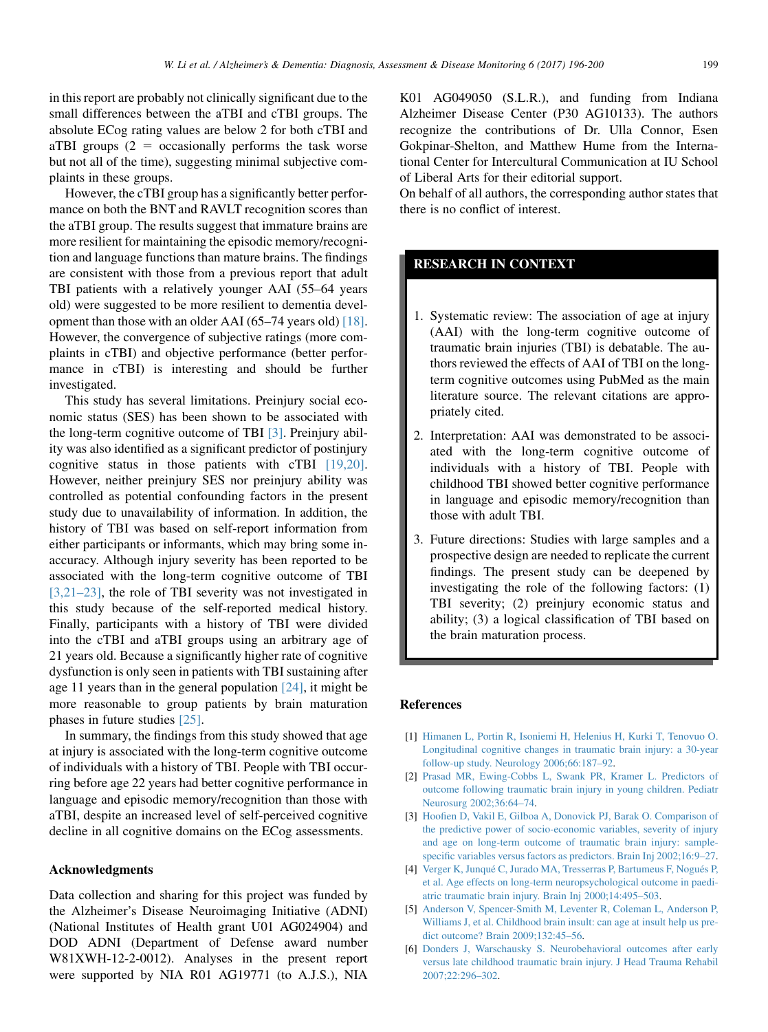in this report are probably not clinically significant due to the small differences between the aTBI and cTBI groups. The absolute ECog rating values are below 2 for both cTBI and aTBI groups (2 = occasionally performs the task worse but not all of the time), suggesting minimal subjective complaints in these groups.

However, the cTBI group has a significantly better performance on both the BNT and RAVLT recognition scores than the aTBI group. The results suggest that immature brains are more resilient for maintaining the episodic memory/recognition and language functions than mature brains. The findings are consistent with those from a previous report that adult TBI patients with a relatively younger AAI (55–64 years old) were suggested to be more resilient to dementia development than those with an older AAI (65–74 years old) [18]. However, the convergence of subjective ratings (more complaints in cTBI) and objective performance (better performance in cTBI) is interesting and should be further investigated.

This study has several limitations. Preinjury social economic status (SES) has been shown to be associated with the long-term cognitive outcome of TBI [3]. Preinjury ability was also identified as a significant predictor of postinjury cognitive status in those patients with cTBI [19,20]. However, neither preinjury SES nor preinjury ability was controlled as potential confounding factors in the present study due to unavailability of information. In addition, the history of TBI was based on self-report information from either participants or informants, which may bring some inaccuracy. Although injury severity has been reported to be associated with the long-term cognitive outcome of TBI [3,21–23], the role of TBI severity was not investigated in this study because of the self-reported medical history. Finally, participants with a history of TBI were divided into the cTBI and aTBI groups using an arbitrary age of 21 years old. Because a significantly higher rate of cognitive dysfunction is only seen in patients with TBI sustaining after age 11 years than in the general population [24], it might be more reasonable to group patients by brain maturation phases in future studies [25].

In summary, the findings from this study showed that age at injury is associated with the long-term cognitive outcome of individuals with a history of TBI. People with TBI occurring before age 22 years had better cognitive performance in language and episodic memory/recognition than those with aTBI, despite an increased level of self-perceived cognitive decline in all cognitive domains on the ECog assessments.

## Acknowledgments

Data collection and sharing for this project was funded by the Alzheimer's Disease Neuroimaging Initiative (ADNI) (National Institutes of Health grant U01 AG024904) and DOD ADNI (Department of Defense award number W81XWH-12-2-0012). Analyses in the present report were supported by NIA R01 AG19771 (to A.J.S.), NIA K01 AG049050 (S.L.R.), and funding from Indiana Alzheimer Disease Center (P30 AG10133). The authors recognize the contributions of Dr. Ulla Connor, Esen Gokpinar-Shelton, and Matthew Hume from the International Center for Intercultural Communication at IU School of Liberal Arts for their editorial support.

On behalf of all authors, the corresponding author states that there is no conflict of interest.

## RESEARCH IN CONTEXT

1. Systematic review: The association of age at injury (AAI) with the long-term cognitive outcome of traumatic brain injuries (TBI) is debatable. The authors reviewed the effects of AAI of TBI on the long-term cognitive outcomes using PubMed as the main literature source. The relevant citations are appropriately cited.
2. Interpretation: AAI was demonstrated to be associated with the long-term cognitive outcome of individuals with a history of TBI. People with childhood TBI showed better cognitive performance in language and episodic memory/recognition than those with adult TBI.
3. Future directions: Studies with large samples and a prospective design are needed to replicate the current findings. The present study can be deepened by investigating the role of the following factors: (1) TBI severity; (2) preinjury economic status and ability; (3) a logical classification of TBI based on the brain maturation process.

## References

[1] Himanen L, Portin R, Isoniemi H, Helenius H, Kurki T, Tenovuo O. Longitudinal cognitive changes in traumatic brain injury: a 30-year follow-up study. Neurology 2006;66:187–92.

[2] Prasad MR, Ewing-Cobbs L, Swank PR, Kramer L. Predictors of outcome following traumatic brain injury in young children. Pediatr Neurosurg 2002;36:64–74.

[3] Hoofien D, Vakil E, Gilboa A, Donovick PJ, Barak O. Comparison of the predictive power of socio-economic variables, severity of injury and age on long-term outcome of traumatic brain injury: sample-specific variables versus factors as predictors. Brain Inj 2002;16:9–27.

[4] Verger K, Junqué C, Jurado MA, Tresserras P, Bartumeus F, Nogués P, et al. Age effects on long-term neuropsychological outcome in paediatric traumatic brain injury. Brain Inj 2000;14:495–503.

[5] Anderson V, Spencer-Smith M, Leventer R, Coleman L, Anderson P, Williams J, et al. Childhood brain insult: can age at insult help us predict outcome? Brain 2009;132:45–56.

[6] Donders J, Warschausky S. Neurobehavioral outcomes after early versus late childhood traumatic brain injury. J Head Trauma Rehabil 2007;22:296–302.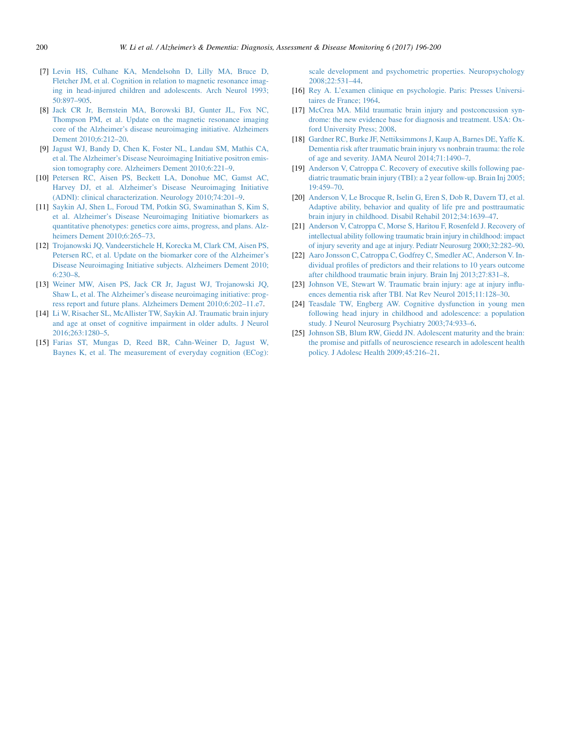[7] Levin HS, Culhane KA, Mendelsohn D, Lilly MA, Bruce D, Fletcher JM, et al. Cognition in relation to magnetic resonance imaging in head-injured children and adolescents. Arch Neurol 1993; 50:897–905.

[8] Jack CR Jr, Bernstein MA, Borowski BJ, Gunter JL, Fox NC, Thompson PM, et al. Update on the magnetic resonance imaging core of the Alzheimer's disease neuroimaging initiative. Alzheimers Dement 2010;6:212–20.

[9] Jagust WJ, Bandy D, Chen K, Foster NL, Landau SM, Mathis CA, et al. The Alzheimer's Disease Neuroimaging Initiative positron emission tomography core. Alzheimers Dement 2010;6:221–9.

[10] Petersen RC, Aisen PS, Beckett LA, Donohue MC, Gamst AC, Harvey DJ, et al. Alzheimer's Disease Neuroimaging Initiative (ADNI): clinical characterization. Neurology 2010;74:201–9.

[11] Saykin AJ, Shen L, Foroud TM, Potkin SG, Swaminathan S, Kim S, et al. Alzheimer's Disease Neuroimaging Initiative biomarkers as quantitative phenotypes: genetics core aims, progress, and plans. Alzheimers Dement 2010;6:265–73.

[12] Trojanowski JQ, Vandeerstichele H, Korecka M, Clark CM, Aisen PS, Petersen RC, et al. Update on the biomarker core of the Alzheimer's Disease Neuroimaging Initiative subjects. Alzheimers Dement 2010; 6:230–8.

[13] Weiner MW, Aisen PS, Jack CR Jr, Jagust WJ, Trojanowski JQ, Shaw L, et al. The Alzheimer's disease neuroimaging initiative: progress report and future plans. Alzheimers Dement 2010;6:202–11.e7.

[14] Li W, Risacher SL, McAllister TW, Saykin AJ. Traumatic brain injury and age at onset of cognitive impairment in older adults. J Neurol 2016;263:1280–5.

[15] Farias ST, Mungas D, Reed BR, Cahn-Weiner D, Jagust W, Baynes K, et al. The measurement of everyday cognition (ECog): scale development and psychometric properties. Neuropsychology 2008;22:531–44.

[16] Rey A. L'examen clinique en psychologie. Paris: Presses Universitaires de France; 1964.

[17] McCrea MA. Mild traumatic brain injury and postconcussion syndrome: the new evidence base for diagnosis and treatment. USA: Oxford University Press; 2008.

[18] Gardner RC, Burke JF, Nettiksimmons J, Kaup A, Barnes DE, Yaffe K. Dementia risk after traumatic brain injury vs nonbrain trauma: the role of age and severity. JAMA Neurol 2014;71:1490–7.

[19] Anderson V, Catroppa C. Recovery of executive skills following paediatric traumatic brain injury (TBI): a 2 year follow-up. Brain Inj 2005; 19:459–70.

[20] Anderson V, Le Brocque R, Iselin G, Eren S, Dob R, Davern TJ, et al. Adaptive ability, behavior and quality of life pre and posttraumatic brain injury in childhood. Disabil Rehabil 2012;34:1639–47.

[21] Anderson V, Catroppa C, Morse S, Haritou F, Rosenfeld J. Recovery of intellectual ability following traumatic brain injury in childhood: impact of injury severity and age at injury. Pediatr Neurosurg 2000;32:282–90.

[22] Aaro Jonsson C, Catroppa C, Godfrey C, Smedler AC, Anderson V. Individual profiles of predictors and their relations to 10 years outcome after childhood traumatic brain injury. Brain Inj 2013;27:831–8.

[23] Johnson VE, Stewart W. Traumatic brain injury: age at injury influences dementia risk after TBI. Nat Rev Neurol 2015;11:128–30.

[24] Teasdale TW, Engberg AW. Cognitive dysfunction in young men following head injury in childhood and adolescence: a population study. J Neurol Neurosurg Psychiatry 2003;74:933–6.

[25] Johnson SB, Blum RW, Giedd JN. Adolescent maturity and the brain: the promise and pitfalls of neuroscience research in adolescent health policy. J Adolesc Health 2009;45:216–21.